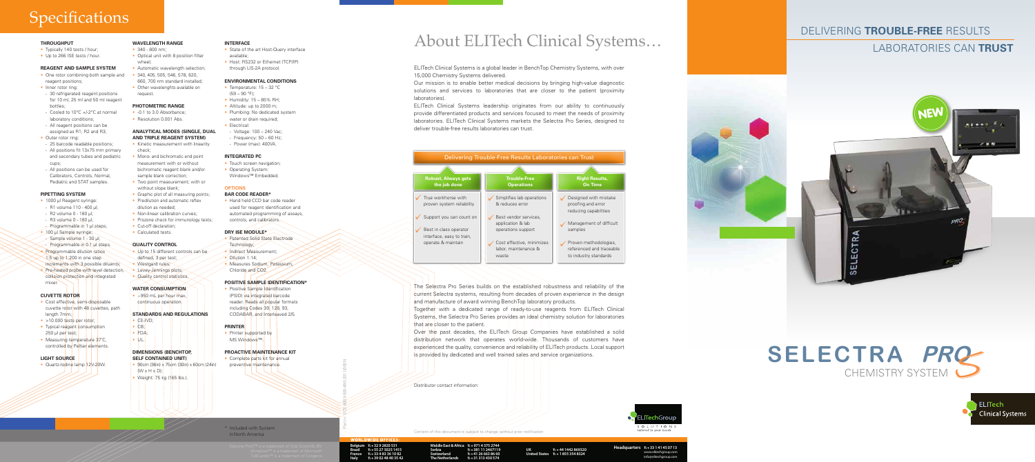# Specifications

### THROUGHPUT
- Typically 140 tests / hour;
- Up to 266 ISE tests / hour.

### REAGENT AND SAMPLE SYSTEM
- One rotor combining both sample and reagent positions;
- Inner rotor ring:
  - 30 refrigerated reagent positions for 10 ml, 25 ml and 50 ml reagent bottles;
  - Cooled to 10°C +/-2°C at normal laboratory conditions;
  - All reagent positions can be assigned as R1, R2 and R3;
- Outer rotor ring:
  - 25 barcode readable positions;
  - All positions fit 13x75 mm primary and secondary tubes and pediatric cups;
  - All positions can be used for Calibrators, Controls, Normal, Pediatric and STAT samples.

### PIPETTING SYSTEM
- 1000 µl Reagent syringe:
  - R1 volume 110 - 400 µl;
  - R2 volume 0 - 180 µl;
  - R3 volume 0 - 180 µl;
  - Programmable in 1 µl steps;
- 100 µl Sample syringe;
  - Sample volume 1 - 30 µl;
  - Programmable in 0.1 µl steps.
- Programmable dilution ratios 1:5 up to 1:200 in one step increments with 3 possible diluents;
- Pre-heated probe with level detection, collision protection and integrated mixer.

### CUVETTE ROTOR
- Cost effective, semi-disposable cuvette rotor with 48 cuvettes, path length 7mm;
- >10.000 tests per rotor;
- Typical reagent consumption 250 µl per test;
- Measuring temperature 37°C, controlled by Peltier elements.

### LIGHT SOURCE
- Quartz-Iodine lamp 12V-20W.

### WAVELENGTH RANGE
- 340 - 800 nm;
- Optical unit with 8 position filter wheel;
- Automatic wavelength selection;
- 340, 405, 505, 546, 578, 620, 660, 700 nm standard installed;
- Other wavelengths available on request.

### PHOTOMETRIC RANGE
- -0.1 to 3.0 Absorbance;
- Resolution 0.001 Abs.

### ANALYTICAL MODES (SINGLE, DUAL AND TRIPLE REAGENT SYSTEM)
- Kinetic measurement with linearity check;
- Mono- and bichromatic end point measurement with or without bichromatic reagent blank and/or sample blank correction;
- Two point measurement; with or without slope blank;
- Graphic plot of all measuring points;
- Predilution and automatic reflex dilution as needed;
- Non-linear calibration curves;
- Prozone check for immunology tests;
- Cut-off declaration;
- Calculated tests.

### QUALITY CONTROL
- Up to 15 different controls can be defined, 3 per test;
- Westgard rules;
- Levey-Jennings plots;
- Quality control statistics.

### WATER CONSUMPTION
- ~950 mL per hour max, continuous operation.

### STANDARDS AND REGULATIONS
- CE-IVD;
- CB;
- FDA;
- UL.

### DIMENSIONS (BENCHTOP, SELF CONTAINED UNIT)
- 90cm (36in) x 75cm (30in) x 60cm (24in) (W x H x D);
- Weight: 75 kg (165 lbs.).

### INTERFACE
- State of the art Host-Query interface available;
- Host: RS232 or Ethernet (TCP/IP) through LIS-2A protocol.

### ENVIRONMENTAL CONDITIONS
- Temperature: 15 – 32 °C (59 – 90 °F);
- Humidity: 15 – 85% RH;
- Altitude: up to 2000 m;
- Plumbing: No dedicated system water or drain required;
- Electrical:
  - Voltage: 100 – 240 Vac;
  - Frequency: 50 – 60 Hz;
  - Power (max): 400VA.

### INTEGRATED PC
- Touch screen navigation;
- Operating System: Windows™ Embedded.

### OPTIONS

#### BAR CODE READER*
- Hand held CCD bar code reader used for reagent identification and automated programming of assays, controls, and calibrators.

#### DRY ISE MODULE*
- Patented Solid State Electrode Technology;
- Indirect Measurement;
- Dilution 1:14;
- Measures Sodium, Potassium, Chloride and CO2.

#### POSITIVE SAMPLE IDENTIFICATION*
- Positive Sample Identification (PSID) via integrated barcode reader. Reads all popular formats including Codes 39, 128, 93, CODABAR, and Interleaved 2/5.

#### PRINTER
- Printer supported by MS Windows™

#### PROACTIVE MAINTENANCE KIT
- Complete parts kit for annual preventive maintenance.

\* Included with System in North America

Selectra ProS™ is a trademark of Vital Scientific BV. Windows™ is a trademark of Microsoft. ToBCards™ is a trademark of Corgenix.

Part n° ECS 00013-000-4/4-307 MDEN

# About ELITech Clinical Systems…

ELITech Clinical Systems is a global leader in BenchTop Chemistry Systems, with over 15,000 Chemistry Systems delivered.

Our mission is to enable better medical decisions by bringing high-value diagnostic solutions and services to laboratories that are closer to the patient (proximity laboratories).

ELITech Clinical Systems leadership originates from our ability to continuously provide differentiated products and services focused to meet the needs of proximity laboratories. ELITech Clinical Systems markets the Selectra Pro Series, designed to deliver trouble-free results laboratories can trust.

## Delivering Trouble-Free Results Laboratories can Trust

| Robust, Always gets the job done | Trouble-Free Operations | Right Results, On Time |
|---|---|---|
| True workhorse with proven system reliability | Simplifies lab operations & reduces error | Designed with mistake proofing and error reducing capabilities |
| Support you can count on | Best vendor services, application & lab operations support | Management of difficult samples |
| Best in class operator interface, easy to train, operate & maintain | Cost effective, minimizes labor, maintenance & waste | Proven methodologies, referenced and traceable to industry standards |

The Selectra Pro Series builds on the established robustness and reliability of the current Selectra systems, resulting from decades of proven experience in the design and manufacture of award winning BenchTop laboratory products.

Together with a dedicated range of ready-to-use reagents from ELITech Clinical Systems, the Selectra Pro Series provides an ideal chemistry solution for laboratories that are closer to the patient.

Over the past decades, the ELITech Group Companies have established a solid distribution network that operates world-wide. Thousands of customers have experienced the quality, convenience and reliability of ELITech products. Local support is provided by dedicated and well trained sales and service organizations.

Distributor contact information:

Content of this document is subject to change without prior notification

ELITechGroup SOLUTIONS tailored to your needs

**WORLDWIDE OFFICES:**

| | | | | | |
|---|---|---|---|---|---|
| Belgium | T: +32 9 2820 531 | Middle East & Africa | T: +971 4 375 2744 | UK | T: +44 1442 869320 |
| Brazil | T: +55 27 3025 1415 | Serbia | T: +381 11 2460 719 | United States | T: +1 855 354 8324 |
| France | T: +33 4 83 36 10 82 | Switzerland | T: +41 26 663 86 60 | | |
| Italy | T: +39 02 48 40 35 42 | The Netherlands | T: +31 313 430 574 | | |

**Headquarters** T: +33 1 41 45 07 13
www.elitechgroup.com
info@elitechgroup.com

# DELIVERING **TROUBLE-FREE** RESULTS LABORATORIES CAN **TRUST**

NEW

# SELECTRA PRO S
CHEMISTRY SYSTEM

ELITech Clinical Systems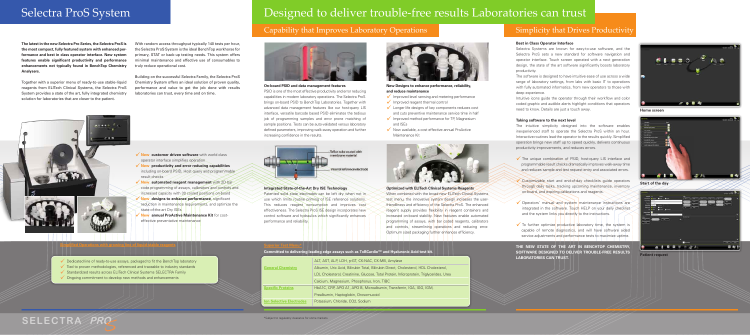# Selectra ProS System

**The latest in the new Selectra Pro Series, the Selectra ProS is the most compact, fully featured system with enhanced performance and best in class operator interface. New system features enable significant productivity and performance enhancements not typically found in BenchTop Chemistry Analysers.**

Together with a superior menu of ready-to-use stable-liquid reagents from ELITech Clinical Systems, the Selectra ProS System provides a state of the art, fully integrated chemistry solution for laboratories that are closer to the patient.

With random access throughput typically 140 tests per hour, the Selectra ProS System is the ideal BenchTop workhorse for primary, STAT or back-up testing needs. This system offers minimal maintenance and effective use of consumables to truly reduce operational cost.

Building on the successful Selectra Family, the Selectra ProS Chemistry System offers an ideal solution of proven quality, performance and value to get the job done with results laboratories can trust, every time and on time.

- ✓ **New customer driven software** with world class operator interface simplifies operation
- ✓ **New productivity and error reducing capabilities** including on-board PSID, Host query and programmable result checks
- ✓ **New automated reagent management** with 2D bar code programming of assays, calibrators and controls and increased capacity with 30 cooled positions on-board
- ✓ **New designs to enhance performance**, significant reduction in maintenance requirements, and optimize the state-of-the-art Dry ISEs
- ✓ **New annual ProActive Maintenance Kit** for cost-effective preventative maintenance

## Simplified Operations with growing line of liquid-stable reagents

- ✓ Dedicated line of ready-to-use assays, packaged to fit the BenchTop laboratory
- ✓ Tied to proven methodologies, referenced and traceable to industry standards
- ✓ Standardized results across ELITech Clinical Systems SELECTRA Family
- ✓ Ongoing commitment to develop new methods and enhancements

# Designed to deliver trouble-free results Laboratories can trust

## Capability that Improves Laboratory Operations

**On-board PSID and data management features**

PSID is one of the most effective productivity and error reducing capabilities in modern laboratory operations. The Selectra ProS brings on-board PSID to BenchTop Laboratories. Together with advanced data management features like our host-query LIS interface, versatile barcode based PSID eliminates the tedious job of programming samples and error prone matching of sample positions. Tests can be auto-validated versus laboratory defined parameters, improving walk-away operation and further increasing confidence in the results.

Teflon tube coated with membrane material

Internal reference electrode

**Integrated State-of-the-Art Dry ISE Technology**

Patented solid state electrodes can be left dry when not in use which limits routine priming of ISE reference solutions. This reduces reagent consumption and improves cost effectiveness. The Selectra ProS ISE design incorporates new control software and hydraulics which significantly enhances performance and reliability.

**New Designs to enhance performance, reliability, and reduce maintenance**

- ✓ Improved level sensing and metering performance
- ✓ Improved reagent thermal control
- ✓ Longer life designs of key components reduces cost and cuts preventive maintenance service time in half
- ✓ Improved method performance for TP, Magnesium and ISEs
- ✓ Now available, a cost effective annual ProActive Maintenance Kit

**Optimized with ELITech Clinical Systems Reagents**

When combined with the broad new ELITech Clinical Systems test menu, the innovative system design increases the user-friendliness and efficiency of the Selectra ProS. The enhanced reagent supply provides flexibility in reagent containers and increased on-board stability. New features enable automated programming of assays, with bar coded reagents, calibrators and controls, streamlining operations and reducing error. Optimum sized packaging further enhances efficiency.

## Superior Test Menu*

**Committed to delivering leading edge assays such as TxBCardio™ and Hyaluronic Acid test kit.**

| | |
|---|---|
| General Chemistry | ALT, AST, ALP, LDH, γ-GT, CK-NAC, CK-MB, Amylase |
| | Albumin, Uric Acid, Bilirubin Total, Bilirubin Direct, Cholesterol, HDL Cholesterol, |
| | LDL Cholesterol, Creatinine, Glucose, Total Protein, Microprotein, Triglycerides, Urea |
| | Calcium, Magnesium, Phosphorus, Iron, TIBC |
| Specific Proteins | HbA1C, CRP, APO A1, APO B, Microalbumin, Transferrin, IGA, IGG, IGM, |
| | Prealbumin, Haptoglobin, Orosomucoid |
| Ion Selective Electrodes | Potassium, Chloride, CO2, Sodium |

*Subject to regulatory clearance for some markets.

## Simplicity that Drives Productivity

**Best in Class Operator Interface**

Selectra Systems are known for easy-to-use software, and the Selectra ProS sets a new standard for software navigation and operator interface. Touch screen operated with a next generation design, the state of the art software significantly boosts laboratory productivity.

The software is designed to have intuitive ease of use across a wide range of laboratory settings, from labs with basic IT to operations with fully automated informatics, from new operators to those with deep experience.

Intuitive icons guide the operator through their workflow and color coded graphic and audible alerts highlight conditions that operators need to know. Details are just a touch away.

**Taking software to the next level**

The intuitive simplicity designed into the software enables inexperienced staff to operate the Selectra ProS within an hour. Interactive routines lead the operator to the results quickly. Simplified operation brings new staff up to speed quickly, delivers continuous productivity improvements, and reduces errors.

- ✓ The unique combination of PSID, host-query LIS interface and programmable result checks dramatically improves walk-away time and reduces sample and test request entry and associated errors.
- ✓ Customizable start and end-of-day checklists guide operators through daily tasks, tracking upcoming maintenance, inventory on-board, and expiring calibrations and reagents.
- ✓ Operators' manual and system maintenance instructions are integrated in the software. Touch HELP on your daily checklist and the system links you directly to the instructions.
- ✓ To further optimize productive laboratory time, the system is capable of remote diagnostics, and will have software aided service adjustments and performance tests to maximize uptime.

**THE NEW STATE OF THE ART IN BENCHTOP CHEMISTRY, SOFTWARE DESIGNED TO DELIVER TROUBLE-FREE RESULTS LABORATORIES CAN TRUST.**

Home screen

Start of the day

Patient request

SELECTRA PRO